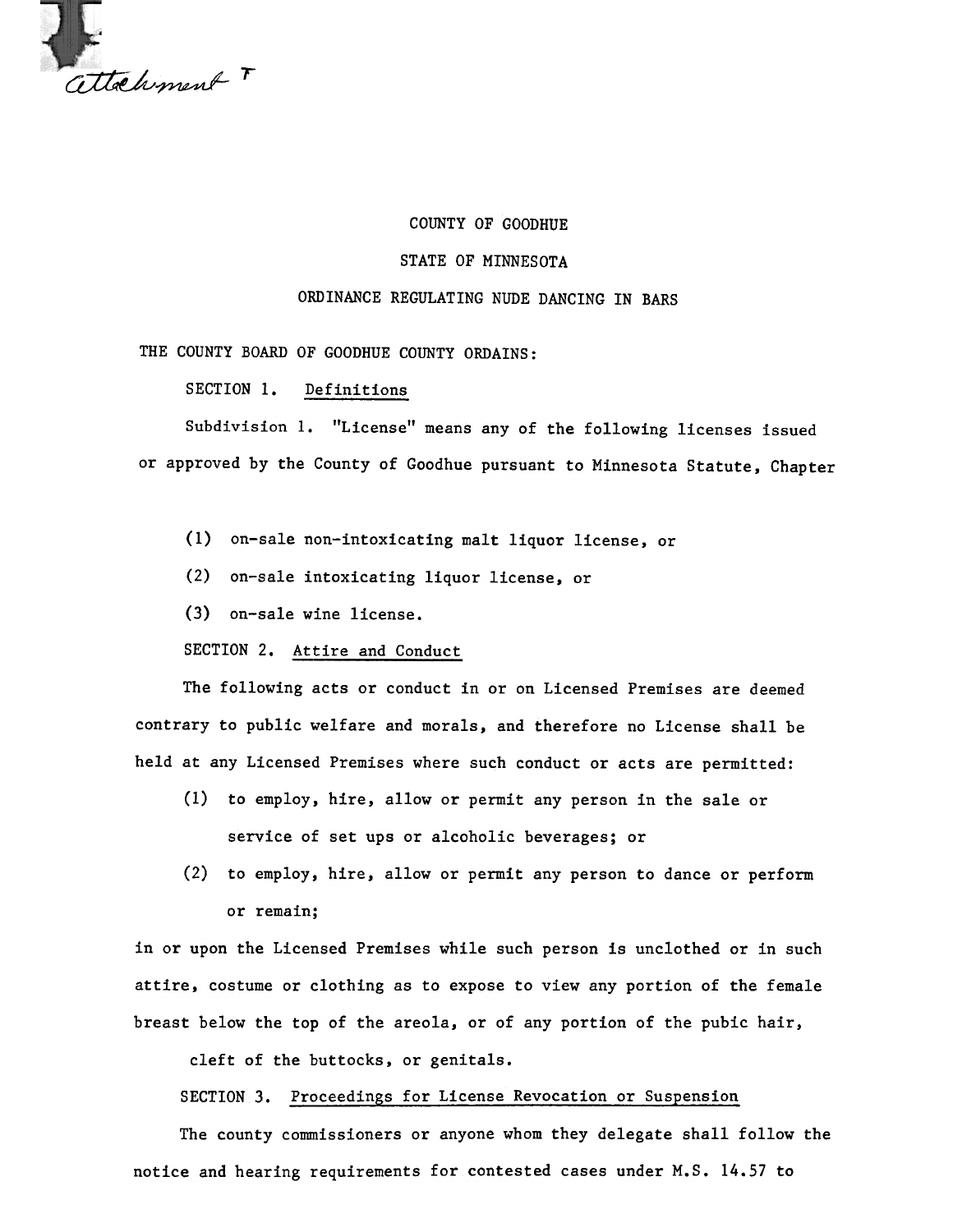Attachment T

COUNTY OF GOODHUE

STATE OF MINNESOTA

ORDINANCE REGULATING NUDE DANCING IN BARS

THE COUNTY BOARD OF GOODHUE COUNTY ORDAINS:

SECTION 1. Definitions

Subdivision 1. "License" means any of the following licenses issued or approved by the County of Goodhue pursuant to Minnesota Statute, Chapter

(1) on-sale non-intoxicating malt liquor license, or

(2) on-sale intoxicating liquor license, or

(3) on-sale wine license.

SECTION 2. Attire and Conduct

The following acts or conduct in or on Licensed Premises are deemed contrary to public welfare and morals, and therefore no License shall be held at any Licensed Premises where such conduct or acts are permitted:

(1) to employ, hire, allow or permit any person in the sale or service of set ups or alcoholic beverages; or

(2) to employ, hire, allow or permit any person to dance or perform or remain;

in or upon the Licensed Premises while such person is unclothed or in such attire, costume or clothing as to expose to view any portion of the female breast below the top of the areola, or of any portion of the pubic hair, cleft of the buttocks, or genitals.

SECTION 3. Proceedings for License Revocation or Suspension

The county commissioners or anyone whom they delegate shall follow the notice and hearing requirements for contested cases under M.S. 14.57 to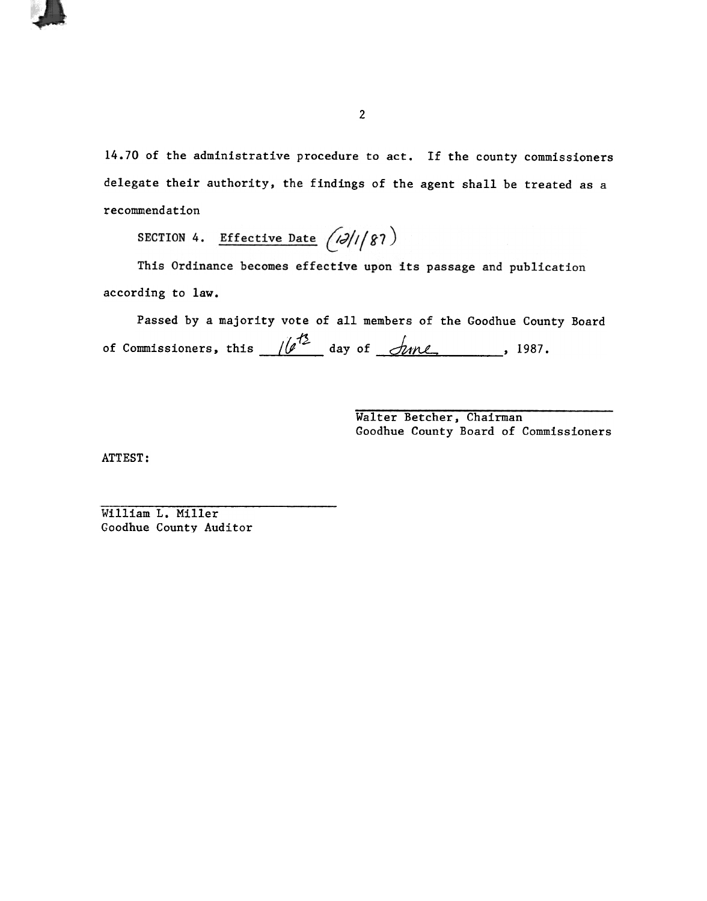14.70 of the administrative procedure to act. If the county commissioners delegate their authority, the findings of the agent shall be treated as a recommendation

SECTION 4. Effective Date (12/1/87)

This Ordinance becomes effective upon its passage and publication according to law.

Passed by a majority vote of all members of the Goodhue County Board of Commissioners, this 16th day of June, 1987.

Walter Betcher, Chairman
Goodhue County Board of Commissioners

ATTEST:

William L. Miller
Goodhue County Auditor